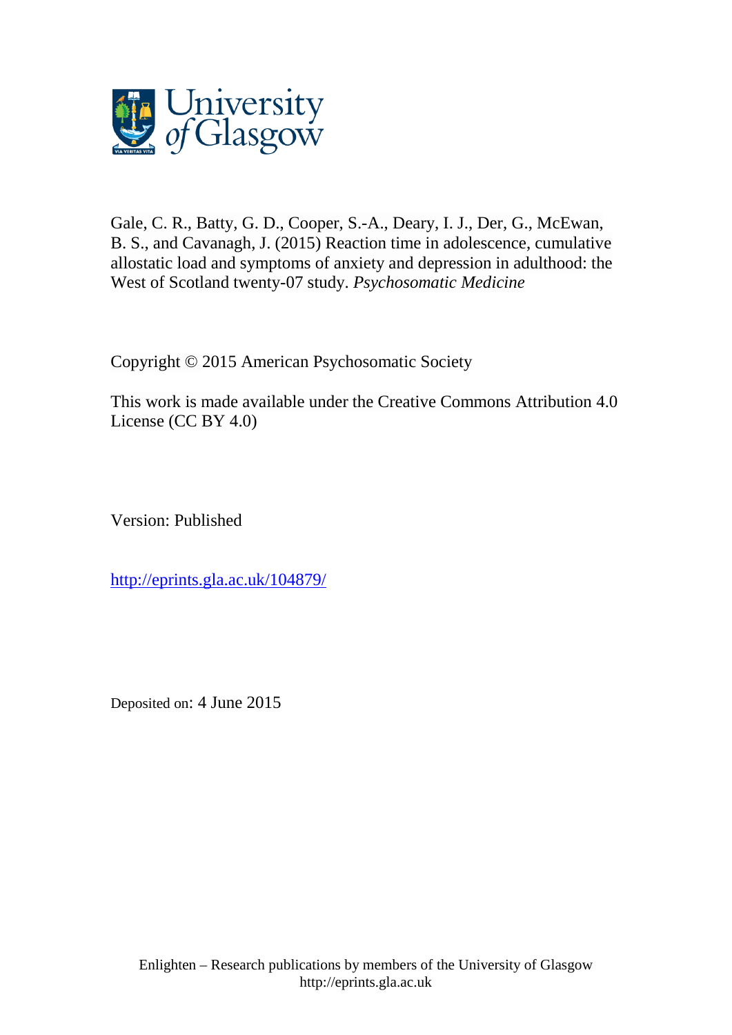University of Glasgow

Gale, C. R., Batty, G. D., Cooper, S.-A., Deary, I. J., Der, G., McEwan, B. S., and Cavanagh, J. (2015) Reaction time in adolescence, cumulative allostatic load and symptoms of anxiety and depression in adulthood: the West of Scotland twenty-07 study. *Psychosomatic Medicine*

Copyright © 2015 American Psychosomatic Society

This work is made available under the Creative Commons Attribution 4.0 License (CC BY 4.0)

Version: Published

http://eprints.gla.ac.uk/104879/

Deposited on: 4 June 2015

Enlighten – Research publications by members of the University of Glasgow
http://eprints.gla.ac.uk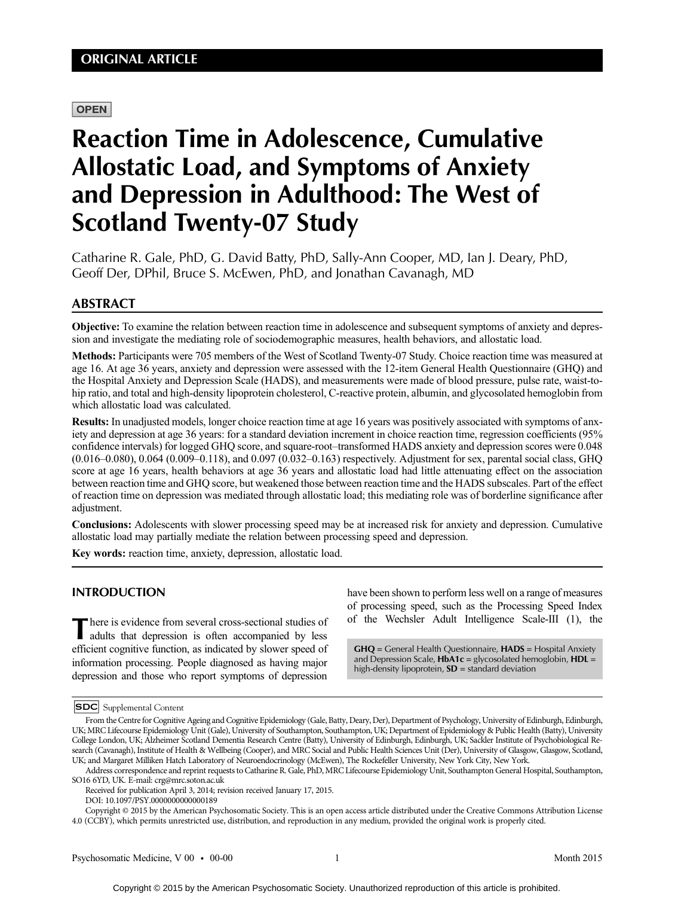ORIGINAL ARTICLE

OPEN

# Reaction Time in Adolescence, Cumulative Allostatic Load, and Symptoms of Anxiety and Depression in Adulthood: The West of Scotland Twenty-07 Study

Catharine R. Gale, PhD, G. David Batty, PhD, Sally-Ann Cooper, MD, Ian J. Deary, PhD, Geoff Der, DPhil, Bruce S. McEwen, PhD, and Jonathan Cavanagh, MD

## ABSTRACT

**Objective:** To examine the relation between reaction time in adolescence and subsequent symptoms of anxiety and depression and investigate the mediating role of sociodemographic measures, health behaviors, and allostatic load.

**Methods:** Participants were 705 members of the West of Scotland Twenty-07 Study. Choice reaction time was measured at age 16. At age 36 years, anxiety and depression were assessed with the 12-item General Health Questionnaire (GHQ) and the Hospital Anxiety and Depression Scale (HADS), and measurements were made of blood pressure, pulse rate, waist-to-hip ratio, and total and high-density lipoprotein cholesterol, C-reactive protein, albumin, and glycosolated hemoglobin from which allostatic load was calculated.

**Results:** In unadjusted models, longer choice reaction time at age 16 years was positively associated with symptoms of anxiety and depression at age 36 years: for a standard deviation increment in choice reaction time, regression coefficients (95% confidence intervals) for logged GHQ score, and square-root–transformed HADS anxiety and depression scores were 0.048 (0.016–0.080), 0.064 (0.009–0.118), and 0.097 (0.032–0.163) respectively. Adjustment for sex, parental social class, GHQ score at age 16 years, health behaviors at age 36 years and allostatic load had little attenuating effect on the association between reaction time and GHQ score, but weakened those between reaction time and the HADS subscales. Part of the effect of reaction time on depression was mediated through allostatic load; this mediating role was of borderline significance after adjustment.

**Conclusions:** Adolescents with slower processing speed may be at increased risk for anxiety and depression. Cumulative allostatic load may partially mediate the relation between processing speed and depression.

**Key words:** reaction time, anxiety, depression, allostatic load.

## INTRODUCTION

There is evidence from several cross-sectional studies of adults that depression is often accompanied by less efficient cognitive function, as indicated by slower speed of information processing. People diagnosed as having major depression and those who report symptoms of depression have been shown to perform less well on a range of measures of processing speed, such as the Processing Speed Index of the Wechsler Adult Intelligence Scale-III (1), the

**GHQ** = General Health Questionnaire, **HADS** = Hospital Anxiety and Depression Scale, **HbA1c** = glycosolated hemoglobin, **HDL** = high-density lipoprotein, **SD** = standard deviation

SDC Supplemental Content

From the Centre for Cognitive Ageing and Cognitive Epidemiology (Gale, Batty, Deary, Der), Department of Psychology, University of Edinburgh, Edinburgh, UK; MRC Lifecourse Epidemiology Unit (Gale), University of Southampton, Southampton, UK; Department of Epidemiology & Public Health (Batty), University College London, UK; Alzheimer Scotland Dementia Research Centre (Batty), University of Edinburgh, Edinburgh, UK; Sackler Institute of Psychobiological Research (Cavanagh), Institute of Health & Wellbeing (Cooper), and MRC Social and Public Health Sciences Unit (Der), University of Glasgow, Glasgow, Scotland, UK; and Margaret Milliken Hatch Laboratory of Neuroendocrinology (McEwen), The Rockefeller University, New York City, New York.

Address correspondence and reprint requests to Catharine R. Gale, PhD, MRC Lifecourse Epidemiology Unit, Southampton General Hospital, Southampton, SO16 6YD, UK. E-mail: crg@mrc.soton.ac.uk

Received for publication April 3, 2014; revision received January 17, 2015.

DOI: 10.1097/PSY.0000000000000189

Copyright © 2015 by the American Psychosomatic Society. This is an open access article distributed under the Creative Commons Attribution License 4.0 (CCBY), which permits unrestricted use, distribution, and reproduction in any medium, provided the original work is properly cited.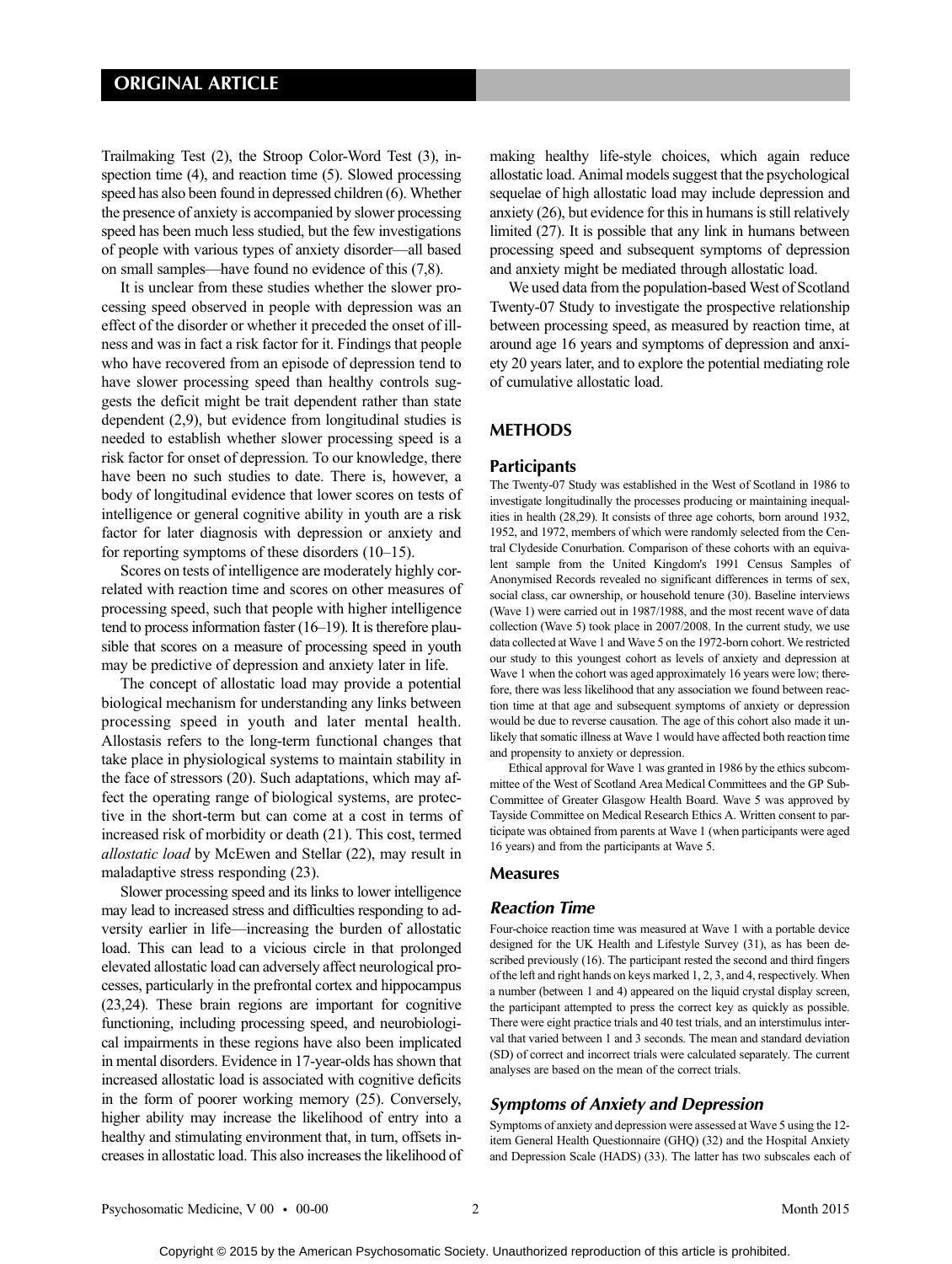Trailmaking Test (2), the Stroop Color-Word Test (3), inspection time (4), and reaction time (5). Slowed processing speed has also been found in depressed children (6). Whether the presence of anxiety is accompanied by slower processing speed has been much less studied, but the few investigations of people with various types of anxiety disorder—all based on small samples—have found no evidence of this (7,8).

It is unclear from these studies whether the slower processing speed observed in people with depression was an effect of the disorder or whether it preceded the onset of illness and was in fact a risk factor for it. Findings that people who have recovered from an episode of depression tend to have slower processing speed than healthy controls suggests the deficit might be trait dependent rather than state dependent (2,9), but evidence from longitudinal studies is needed to establish whether slower processing speed is a risk factor for onset of depression. To our knowledge, there have been no such studies to date. There is, however, a body of longitudinal evidence that lower scores on tests of intelligence or general cognitive ability in youth are a risk factor for later diagnosis with depression or anxiety and for reporting symptoms of these disorders (10–15).

Scores on tests of intelligence are moderately highly correlated with reaction time and scores on other measures of processing speed, such that people with higher intelligence tend to process information faster (16–19). It is therefore plausible that scores on a measure of processing speed in youth may be predictive of depression and anxiety later in life.

The concept of allostatic load may provide a potential biological mechanism for understanding any links between processing speed in youth and later mental health. Allostasis refers to the long-term functional changes that take place in physiological systems to maintain stability in the face of stressors (20). Such adaptations, which may affect the operating range of biological systems, are protective in the short-term but can come at a cost in terms of increased risk of morbidity or death (21). This cost, termed *allostatic load* by McEwen and Stellar (22), may result in maladaptive stress responding (23).

Slower processing speed and its links to lower intelligence may lead to increased stress and difficulties responding to adversity earlier in life—increasing the burden of allostatic load. This can lead to a vicious circle in that prolonged elevated allostatic load can adversely affect neurological processes, particularly in the prefrontal cortex and hippocampus (23,24). These brain regions are important for cognitive functioning, including processing speed, and neurobiological impairments in these regions have also been implicated in mental disorders. Evidence in 17-year-olds has shown that increased allostatic load is associated with cognitive deficits in the form of poorer working memory (25). Conversely, higher ability may increase the likelihood of entry into a healthy and stimulating environment that, in turn, offsets increases in allostatic load. This also increases the likelihood of making healthy life-style choices, which again reduce allostatic load. Animal models suggest that the psychological sequelae of high allostatic load may include depression and anxiety (26), but evidence for this in humans is still relatively limited (27). It is possible that any link in humans between processing speed and subsequent symptoms of depression and anxiety might be mediated through allostatic load.

We used data from the population-based West of Scotland Twenty-07 Study to investigate the prospective relationship between processing speed, as measured by reaction time, at around age 16 years and symptoms of depression and anxiety 20 years later, and to explore the potential mediating role of cumulative allostatic load.

## METHODS

### Participants

The Twenty-07 Study was established in the West of Scotland in 1986 to investigate longitudinally the processes producing or maintaining inequalities in health (28,29). It consists of three age cohorts, born around 1932, 1952, and 1972, members of which were randomly selected from the Central Clydeside Conurbation. Comparison of these cohorts with an equivalent sample from the United Kingdom's 1991 Census Samples of Anonymised Records revealed no significant differences in terms of sex, social class, car ownership, or household tenure (30). Baseline interviews (Wave 1) were carried out in 1987/1988, and the most recent wave of data collection (Wave 5) took place in 2007/2008. In the current study, we use data collected at Wave 1 and Wave 5 on the 1972-born cohort. We restricted our study to this youngest cohort as levels of anxiety and depression at Wave 1 when the cohort was aged approximately 16 years were low; therefore, there was less likelihood that any association we found between reaction time at that age and subsequent symptoms of anxiety or depression would be due to reverse causation. The age of this cohort also made it unlikely that somatic illness at Wave 1 would have affected both reaction time and propensity to anxiety or depression.

Ethical approval for Wave 1 was granted in 1986 by the ethics subcommittee of the West of Scotland Area Medical Committees and the GP Sub-Committee of Greater Glasgow Health Board. Wave 5 was approved by Tayside Committee on Medical Research Ethics A. Written consent to participate was obtained from parents at Wave 1 (when participants were aged 16 years) and from the participants at Wave 5.

### Measures

#### *Reaction Time*

Four-choice reaction time was measured at Wave 1 with a portable device designed for the UK Health and Lifestyle Survey (31), as has been described previously (16). The participant rested the second and third fingers of the left and right hands on keys marked 1, 2, 3, and 4, respectively. When a number (between 1 and 4) appeared on the liquid crystal display screen, the participant attempted to press the correct key as quickly as possible. There were eight practice trials and 40 test trials, and an interstimulus interval that varied between 1 and 3 seconds. The mean and standard deviation (SD) of correct and incorrect trials were calculated separately. The current analyses are based on the mean of the correct trials.

#### *Symptoms of Anxiety and Depression*

Symptoms of anxiety and depression were assessed at Wave 5 using the 12-item General Health Questionnaire (GHQ) (32) and the Hospital Anxiety and Depression Scale (HADS) (33). The latter has two subscales each of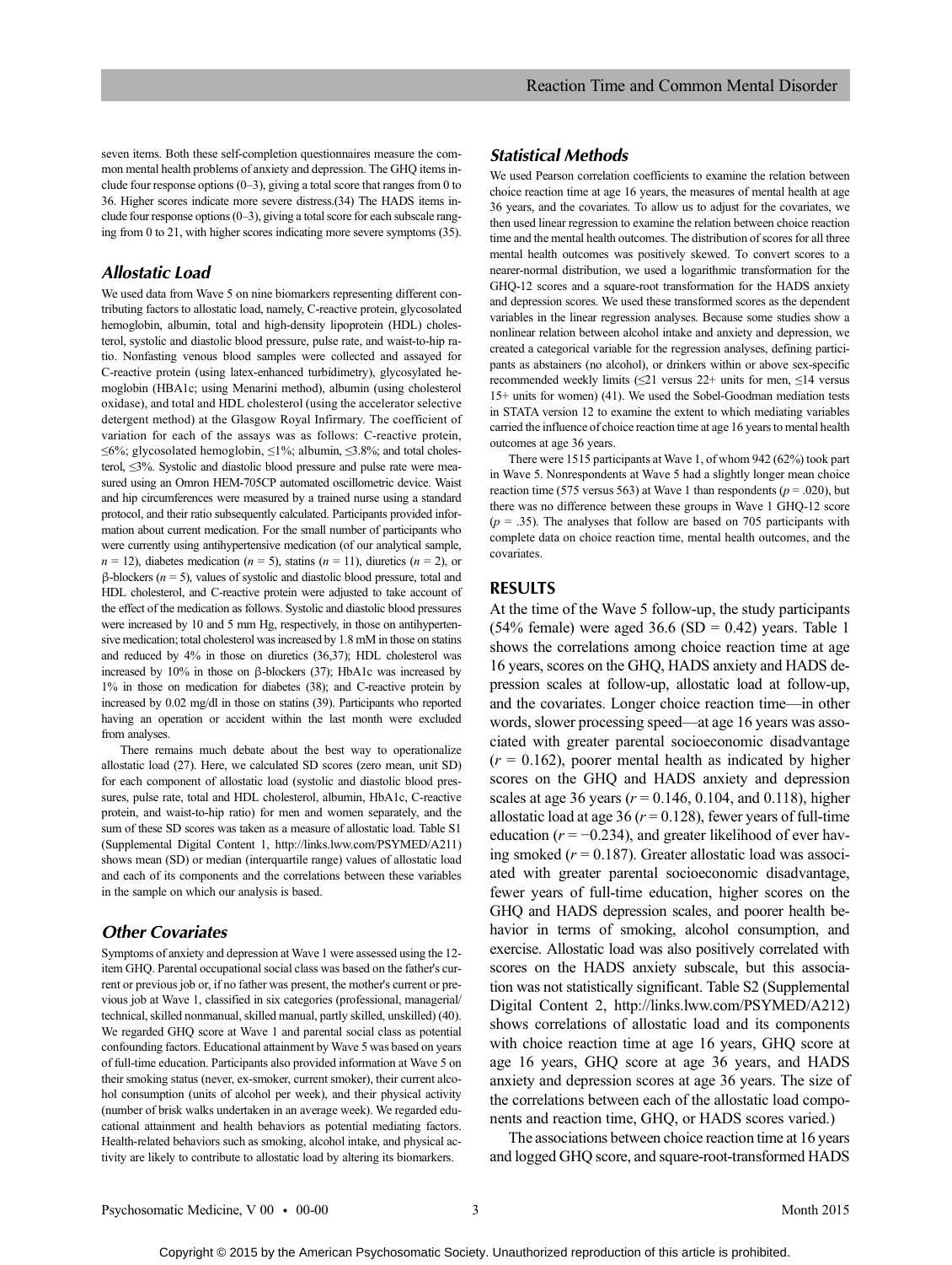seven items. Both these self-completion questionnaires measure the common mental health problems of anxiety and depression. The GHQ items include four response options (0–3), giving a total score that ranges from 0 to 36. Higher scores indicate more severe distress.(34) The HADS items include four response options (0–3), giving a total score for each subscale ranging from 0 to 21, with higher scores indicating more severe symptoms (35).

### Allostatic Load

We used data from Wave 5 on nine biomarkers representing different contributing factors to allostatic load, namely, C-reactive protein, glycosolated hemoglobin, albumin, total and high-density lipoprotein (HDL) cholesterol, systolic and diastolic blood pressure, pulse rate, and waist-to-hip ratio. Nonfasting venous blood samples were collected and assayed for C-reactive protein (using latex-enhanced turbidimetry), glycosylated hemoglobin (HBA1c; using Menarini method), albumin (using cholesterol oxidase), and total and HDL cholesterol (using the accelerator selective detergent method) at the Glasgow Royal Infirmary. The coefficient of variation for each of the assays was as follows: C-reactive protein, ≤6%; glycosolated hemoglobin, ≤1%; albumin, ≤3.8%; and total cholesterol, ≤3%. Systolic and diastolic blood pressure and pulse rate were measured using an Omron HEM-705CP automated oscillometric device. Waist and hip circumferences were measured by a trained nurse using a standard protocol, and their ratio subsequently calculated. Participants provided information about current medication. For the small number of participants who were currently using antihypertensive medication (of our analytical sample, $n = 12$), diabetes medication ($n = 5$), statins ($n = 11$), diuretics ($n = 2$), or β-blockers ($n = 5$), values of systolic and diastolic blood pressure, total and HDL cholesterol, and C-reactive protein were adjusted to take account of the effect of the medication as follows. Systolic and diastolic blood pressures were increased by 10 and 5 mm Hg, respectively, in those on antihypertensive medication; total cholesterol was increased by 1.8 mM in those on statins and reduced by 4% in those on diuretics (36,37); HDL cholesterol was increased by 10% in those on β-blockers (37); HbA1c was increased by 1% in those on medication for diabetes (38); and C-reactive protein by increased by 0.02 mg/dl in those on statins (39). Participants who reported having an operation or accident within the last month were excluded from analyses.

There remains much debate about the best way to operationalize allostatic load (27). Here, we calculated SD scores (zero mean, unit SD) for each component of allostatic load (systolic and diastolic blood pressures, pulse rate, total and HDL cholesterol, albumin, HbA1c, C-reactive protein, and waist-to-hip ratio) for men and women separately, and the sum of these SD scores was taken as a measure of allostatic load. Table S1 (Supplemental Digital Content 1, http://links.lww.com/PSYMED/A211) shows mean (SD) or median (interquartile range) values of allostatic load and each of its components and the correlations between these variables in the sample on which our analysis is based.

### Other Covariates

Symptoms of anxiety and depression at Wave 1 were assessed using the 12-item GHQ. Parental occupational social class was based on the father's current or previous job or, if no father was present, the mother's current or previous job at Wave 1, classified in six categories (professional, managerial/technical, skilled nonmanual, skilled manual, partly skilled, unskilled) (40). We regarded GHQ score at Wave 1 and parental social class as potential confounding factors. Educational attainment by Wave 5 was based on years of full-time education. Participants also provided information at Wave 5 on their smoking status (never, ex-smoker, current smoker), their current alcohol consumption (units of alcohol per week), and their physical activity (number of brisk walks undertaken in an average week). We regarded educational attainment and health behaviors as potential mediating factors. Health-related behaviors such as smoking, alcohol intake, and physical activity are likely to contribute to allostatic load by altering its biomarkers.

### Statistical Methods

We used Pearson correlation coefficients to examine the relation between choice reaction time at age 16 years, the measures of mental health at age 36 years, and the covariates. To allow us to adjust for the covariates, we then used linear regression to examine the relation between choice reaction time and the mental health outcomes. The distribution of scores for all three mental health outcomes was positively skewed. To convert scores to a nearer-normal distribution, we used a logarithmic transformation for the GHQ-12 scores and a square-root transformation for the HADS anxiety and depression scores. We used these transformed scores as the dependent variables in the linear regression analyses. Because some studies show a nonlinear relation between alcohol intake and anxiety and depression, we created a categorical variable for the regression analyses, defining participants as abstainers (no alcohol), or drinkers within or above sex-specific recommended weekly limits (≤21 versus 22+ units for men, ≤14 versus 15+ units for women) (41). We used the Sobel-Goodman mediation tests in STATA version 12 to examine the extent to which mediating variables carried the influence of choice reaction time at age 16 years to mental health outcomes at age 36 years.

There were 1515 participants at Wave 1, of whom 942 (62%) took part in Wave 5. Nonrespondents at Wave 5 had a slightly longer mean choice reaction time (575 versus 563) at Wave 1 than respondents ($p = .020$), but there was no difference between these groups in Wave 1 GHQ-12 score ($p = .35$). The analyses that follow are based on 705 participants with complete data on choice reaction time, mental health outcomes, and the covariates.

## RESULTS

At the time of the Wave 5 follow-up, the study participants (54% female) were aged 36.6 (SD = 0.42) years. Table 1 shows the correlations among choice reaction time at age 16 years, scores on the GHQ, HADS anxiety and HADS depression scales at follow-up, allostatic load at follow-up, and the covariates. Longer choice reaction time—in other words, slower processing speed—at age 16 years was associated with greater parental socioeconomic disadvantage ($r = 0.162$), poorer mental health as indicated by higher scores on the GHQ and HADS anxiety and depression scales at age 36 years ($r = 0.146$, 0.104, and 0.118), higher allostatic load at age 36 ($r = 0.128$), fewer years of full-time education ($r = -0.234$), and greater likelihood of ever having smoked ($r = 0.187$). Greater allostatic load was associated with greater parental socioeconomic disadvantage, fewer years of full-time education, higher scores on the GHQ and HADS depression scales, and poorer health behavior in terms of smoking, alcohol consumption, and exercise. Allostatic load was also positively correlated with scores on the HADS anxiety subscale, but this association was not statistically significant. Table S2 (Supplemental Digital Content 2, http://links.lww.com/PSYMED/A212) shows correlations of allostatic load and its components with choice reaction time at age 16 years, GHQ score at age 16 years, GHQ score at age 36 years, and HADS anxiety and depression scores at age 36 years. The size of the correlations between each of the allostatic load components and reaction time, GHQ, or HADS scores varied.)

The associations between choice reaction time at 16 years and logged GHQ score, and square-root-transformed HADS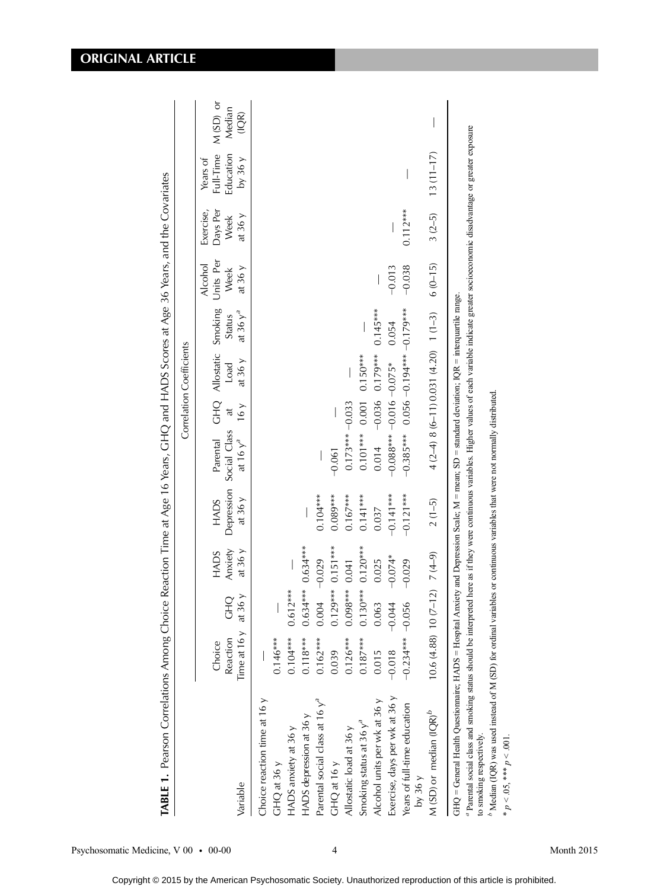**TABLE 1.** Pearson Correlations Among Choice Reaction Time at Age 16 Years, GHQ and HADS Scores at Age 36 Years, and the Covariates

| | Correlation Coefficients | | | | | | | | | | | | |
|---|---|---|---|---|---|---|---|---|---|---|---|---|---|
| Variable | Choice Reaction Time at 16 y | GHQ at 36 y | HADS Anxiety at 36 y | HADS Depression at 36 y | Parental Social Class at 16 y[a] | GHQ at 16 y | Allostatic Load at 36 y | Smoking Status at 36 y[a] | Alcohol Units Per Week at 36 y | Exercise, Days Per Week at 36 y | Years of Full-Time Education by 36 y | M (SD) or Median (IQR) |
| Choice reaction time at 16 y | — | | | | | | | | | | | |
| GHQ at 36 y | 0.146*** | — | | | | | | | | | | |
| HADS anxiety at 36 y | 0.104*** | 0.612*** | — | | | | | | | | | |
| HADS depression at 36 y | 0.118*** | 0.634*** | 0.634*** | — | | | | | | | | |
| Parental social class at 16 y[a] | 0.162*** | 0.004 | −0.029 | 0.104*** | — | | | | | | | |
| GHQ at 16 y | 0.039 | 0.129*** | 0.151*** | 0.089*** | −0.061 | — | | | | | | |
| Allostatic load at 36 y | 0.126*** | 0.098*** | 0.041 | 0.167*** | 0.173*** | −0.033 | — | | | | | |
| Smoking status at 36 y[a] | 0.187*** | 0.130*** | 0.120*** | 0.141*** | 0.101*** | 0.001 | 0.150*** | — | | | | |
| Alcohol units per wk at 36 y | 0.015 | 0.063 | 0.025 | 0.037 | 0.014 | −0.036 | 0.179*** | 0.145*** | — | | | |
| Exercise, days per wk at 36 y | −0.018 | −0.044 | −0.074* | −0.141*** | −0.088*** | −0.016 | −0.075* | 0.054 | −0.013 | — | | |
| Years of full-time education by 36 y | −0.234*** | −0.056 | −0.029 | −0.121*** | −0.385*** | 0.056 | −0.194*** | −0.179*** | −0.038 | 0.112*** | — | |
| M (SD) or median (IQR)[b] | 10.6 (4.88) | 10 (7–12) | 7 (4–9) | 2 (1–5) | 4 (2–4) | 8 (6–11) | 0.031 (4.20) | 1 (1–3) | 6 (0–15) | 3 (2–5) | 13 (11–17) | — |

GHQ = General Health Questionnaire; HADS = Hospital Anxiety and Depression Scale; M = mean; SD = standard deviation; IQR = interquartile range.

[a] Parental social class and smoking status should be interpreted here as if they were continuous variables. Higher values of each variable indicate greater socioeconomic disadvantage or greater exposure to smoking respectively.

[b] Median (IQR) was used instead of M (SD) for ordinal variables or continuous variables that were not normally distributed.

* $p < .05$, *** $p < .001$.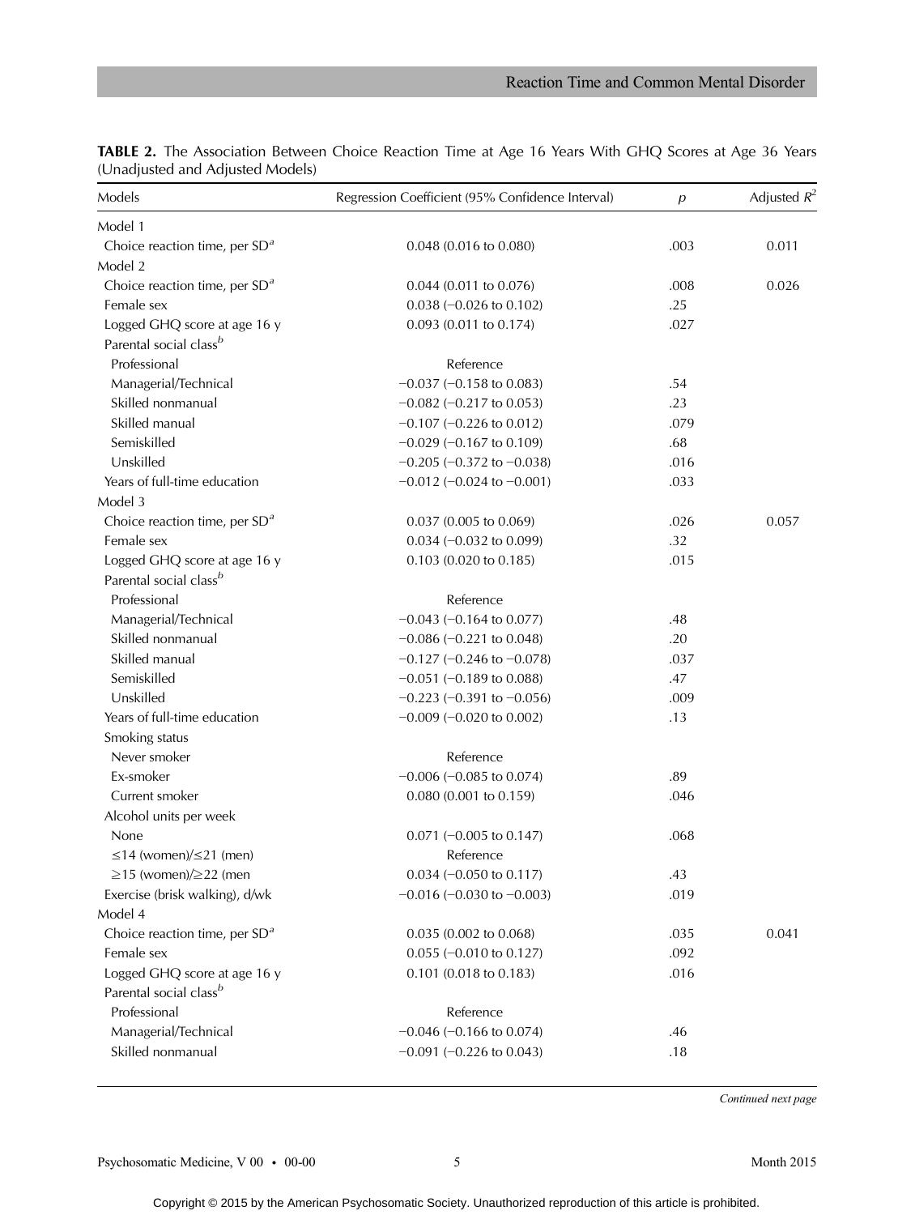**TABLE 2.** The Association Between Choice Reaction Time at Age 16 Years With GHQ Scores at Age 36 Years (Unadjusted and Adjusted Models)

| Models | Regression Coefficient (95% Confidence Interval) | $p$ | Adjusted $R^2$ |
|---|---|---|---|
| Model 1 | | | |
| Choice reaction time, per SD[a] | 0.048 (0.016 to 0.080) | .003 | 0.011 |
| Model 2 | | | |
| Choice reaction time, per SD[a] | 0.044 (0.011 to 0.076) | .008 | 0.026 |
| Female sex | 0.038 (−0.026 to 0.102) | .25 | |
| Logged GHQ score at age 16 y | 0.093 (0.011 to 0.174) | .027 | |
| Parental social class[b] | | | |
| Professional | Reference | | |
| Managerial/Technical | −0.037 (−0.158 to 0.083) | .54 | |
| Skilled nonmanual | −0.082 (−0.217 to 0.053) | .23 | |
| Skilled manual | −0.107 (−0.226 to 0.012) | .079 | |
| Semiskilled | −0.029 (−0.167 to 0.109) | .68 | |
| Unskilled | −0.205 (−0.372 to −0.038) | .016 | |
| Years of full-time education | −0.012 (−0.024 to −0.001) | .033 | |
| Model 3 | | | |
| Choice reaction time, per SD[a] | 0.037 (0.005 to 0.069) | .026 | 0.057 |
| Female sex | 0.034 (−0.032 to 0.099) | .32 | |
| Logged GHQ score at age 16 y | 0.103 (0.020 to 0.185) | .015 | |
| Parental social class[b] | | | |
| Professional | Reference | | |
| Managerial/Technical | −0.043 (−0.164 to 0.077) | .48 | |
| Skilled nonmanual | −0.086 (−0.221 to 0.048) | .20 | |
| Skilled manual | −0.127 (−0.246 to −0.078) | .037 | |
| Semiskilled | −0.051 (−0.189 to 0.088) | .47 | |
| Unskilled | −0.223 (−0.391 to −0.056) | .009 | |
| Years of full-time education | −0.009 (−0.020 to 0.002) | .13 | |
| Smoking status | | | |
| Never smoker | Reference | | |
| Ex-smoker | −0.006 (−0.085 to 0.074) | .89 | |
| Current smoker | 0.080 (0.001 to 0.159) | .046 | |
| Alcohol units per week | | | |
| None | 0.071 (−0.005 to 0.147) | .068 | |
| ≤14 (women)/≤21 (men) | Reference | | |
| ≥15 (women)/≥22 (men | 0.034 (−0.050 to 0.117) | .43 | |
| Exercise (brisk walking), d/wk | −0.016 (−0.030 to −0.003) | .019 | |
| Model 4 | | | |
| Choice reaction time, per SD[a] | 0.035 (0.002 to 0.068) | .035 | 0.041 |
| Female sex | 0.055 (−0.010 to 0.127) | .092 | |
| Logged GHQ score at age 16 y | 0.101 (0.018 to 0.183) | .016 | |
| Parental social class[b] | | | |
| Professional | Reference | | |
| Managerial/Technical | −0.046 (−0.166 to 0.074) | .46 | |
| Skilled nonmanual | −0.091 (−0.226 to 0.043) | .18 | |

*Continued next page*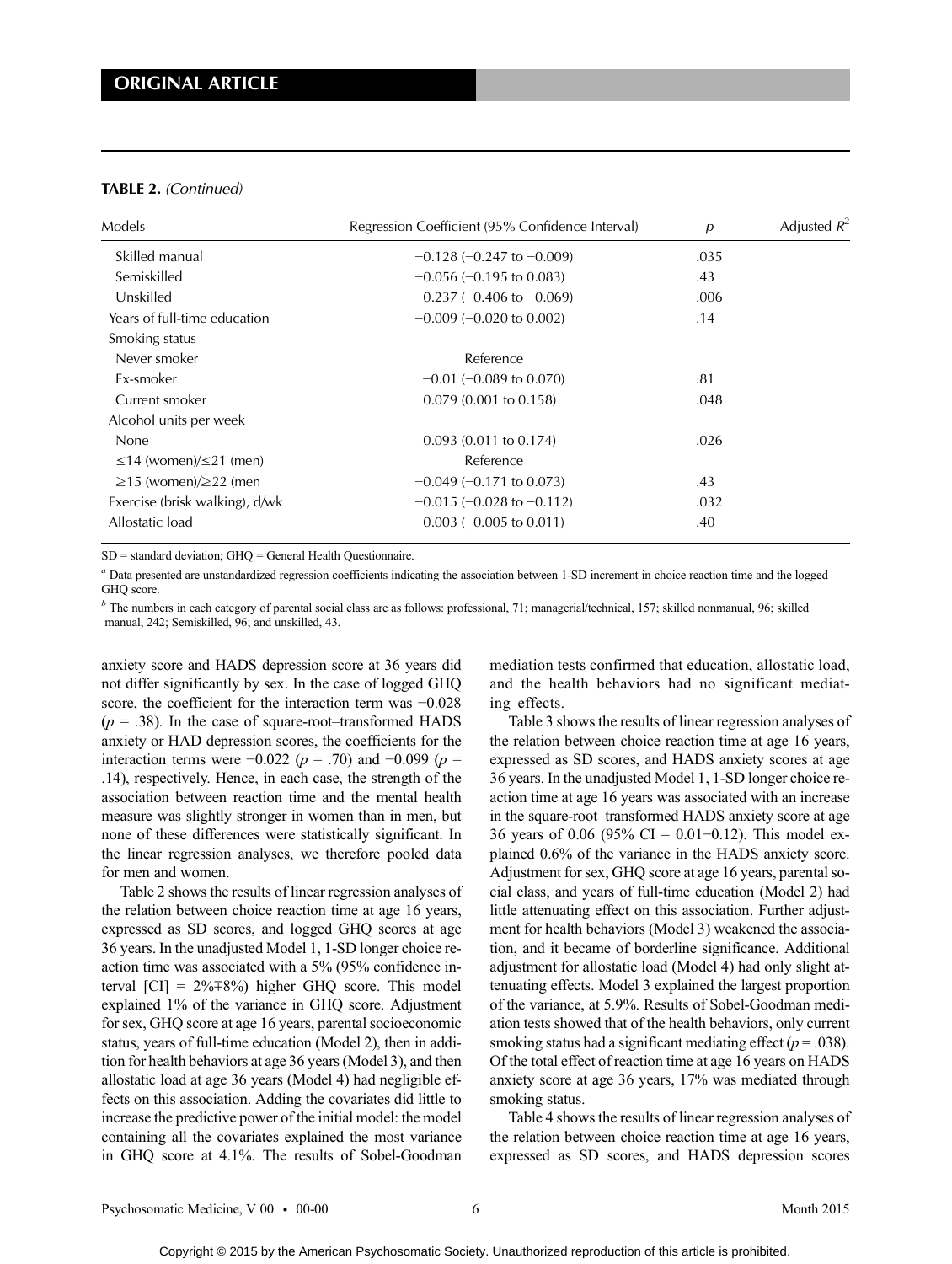**TABLE 2.** *(Continued)*

| Models | Regression Coefficient (95% Confidence Interval) | $p$ | Adjusted $R^2$ |
|---|---|---|---|
| Skilled manual | −0.128 (−0.247 to −0.009) | .035 | |
| Semiskilled | −0.056 (−0.195 to 0.083) | .43 | |
| Unskilled | −0.237 (−0.406 to −0.069) | .006 | |
| Years of full-time education | −0.009 (−0.020 to 0.002) | .14 | |
| Smoking status | | | |
| Never smoker | Reference | | |
| Ex-smoker | −0.01 (−0.089 to 0.070) | .81 | |
| Current smoker | 0.079 (0.001 to 0.158) | .048 | |
| Alcohol units per week | | | |
| None | 0.093 (0.011 to 0.174) | .026 | |
| ≤14 (women)/≤21 (men) | Reference | | |
| ≥15 (women)/≥22 (men | −0.049 (−0.171 to 0.073) | .43 | |
| Exercise (brisk walking), d/wk | −0.015 (−0.028 to −0.112) | .032 | |
| Allostatic load | 0.003 (−0.005 to 0.011) | .40 | |

SD = standard deviation; GHQ = General Health Questionnaire.

[a] Data presented are unstandardized regression coefficients indicating the association between 1-SD increment in choice reaction time and the logged GHQ score.

[b] The numbers in each category of parental social class are as follows: professional, 71; managerial/technical, 157; skilled nonmanual, 96; skilled manual, 242; Semiskilled, 96; and unskilled, 43.

anxiety score and HADS depression score at 36 years did not differ significantly by sex. In the case of logged GHQ score, the coefficient for the interaction term was −0.028 ($p$ = .38). In the case of square-root–transformed HADS anxiety or HAD depression scores, the coefficients for the interaction terms were −0.022 ($p$ = .70) and −0.099 ($p$ = .14), respectively. Hence, in each case, the strength of the association between reaction time and the mental health measure was slightly stronger in women than in men, but none of these differences were statistically significant. In the linear regression analyses, we therefore pooled data for men and women.

Table 2 shows the results of linear regression analyses of the relation between choice reaction time at age 16 years, expressed as SD scores, and logged GHQ scores at age 36 years. In the unadjusted Model 1, 1-SD longer choice reaction time was associated with a 5% (95% confidence interval [CI] = 2%∓8%) higher GHQ score. This model explained 1% of the variance in GHQ score. Adjustment for sex, GHQ score at age 16 years, parental socioeconomic status, years of full-time education (Model 2), then in addition for health behaviors at age 36 years (Model 3), and then allostatic load at age 36 years (Model 4) had negligible effects on this association. Adding the covariates did little to increase the predictive power of the initial model: the model containing all the covariates explained the most variance in GHQ score at 4.1%. The results of Sobel-Goodman mediation tests confirmed that education, allostatic load, and the health behaviors had no significant mediating effects.

Table 3 shows the results of linear regression analyses of the relation between choice reaction time at age 16 years, expressed as SD scores, and HADS anxiety scores at age 36 years. In the unadjusted Model 1, 1-SD longer choice reaction time at age 16 years was associated with an increase in the square-root–transformed HADS anxiety score at age 36 years of 0.06 (95% CI = 0.01−0.12). This model explained 0.6% of the variance in the HADS anxiety score. Adjustment for sex, GHQ score at age 16 years, parental social class, and years of full-time education (Model 2) had little attenuating effect on this association. Further adjustment for health behaviors (Model 3) weakened the association, and it became of borderline significance. Additional adjustment for allostatic load (Model 4) had only slight attenuating effects. Model 3 explained the largest proportion of the variance, at 5.9%. Results of Sobel-Goodman mediation tests showed that of the health behaviors, only current smoking status had a significant mediating effect ($p$ = .038). Of the total effect of reaction time at age 16 years on HADS anxiety score at age 36 years, 17% was mediated through smoking status.

Table 4 shows the results of linear regression analyses of the relation between choice reaction time at age 16 years, expressed as SD scores, and HADS depression scores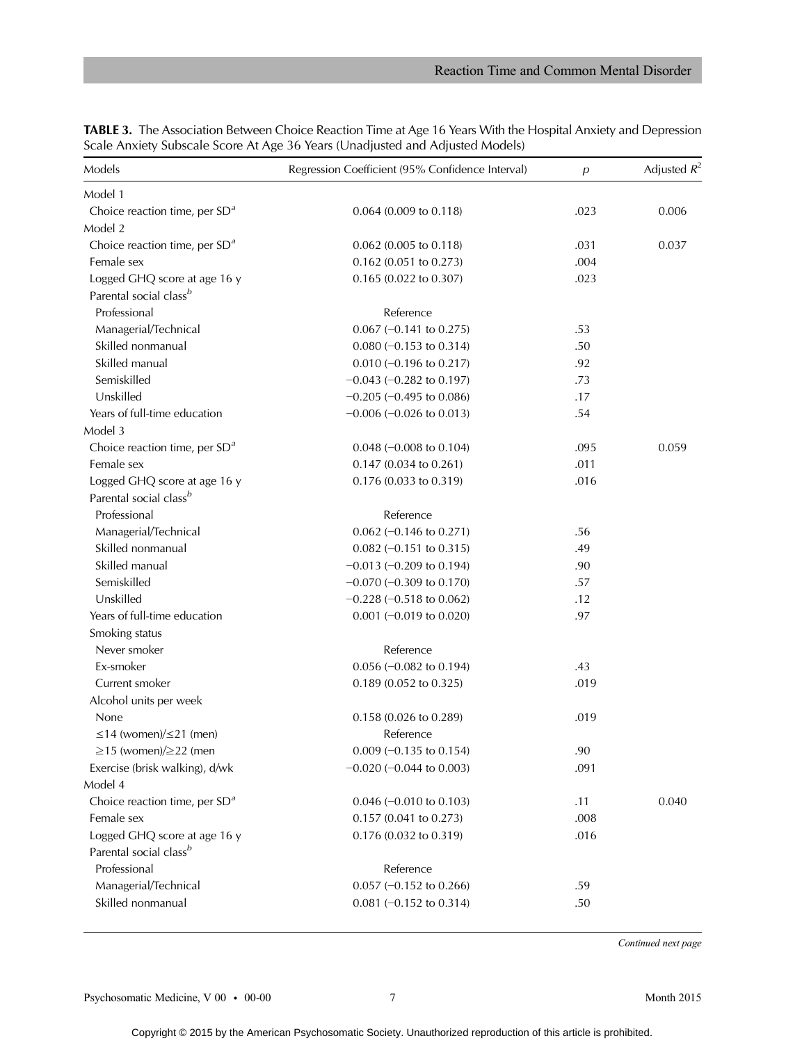**TABLE 3.** The Association Between Choice Reaction Time at Age 16 Years With the Hospital Anxiety and Depression Scale Anxiety Subscale Score At Age 36 Years (Unadjusted and Adjusted Models)

| Models | Regression Coefficient (95% Confidence Interval) | $p$ | Adjusted $R^2$ |
|---|---|---|---|
| Model 1 | | | |
| Choice reaction time, per SD[a] | 0.064 (0.009 to 0.118) | .023 | 0.006 |
| Model 2 | | | |
| Choice reaction time, per SD[a] | 0.062 (0.005 to 0.118) | .031 | 0.037 |
| Female sex | 0.162 (0.051 to 0.273) | .004 | |
| Logged GHQ score at age 16 y | 0.165 (0.022 to 0.307) | .023 | |
| Parental social class[b] | | | |
| Professional | Reference | | |
| Managerial/Technical | 0.067 (−0.141 to 0.275) | .53 | |
| Skilled nonmanual | 0.080 (−0.153 to 0.314) | .50 | |
| Skilled manual | 0.010 (−0.196 to 0.217) | .92 | |
| Semiskilled | −0.043 (−0.282 to 0.197) | .73 | |
| Unskilled | −0.205 (−0.495 to 0.086) | .17 | |
| Years of full-time education | −0.006 (−0.026 to 0.013) | .54 | |
| Model 3 | | | |
| Choice reaction time, per SD[a] | 0.048 (−0.008 to 0.104) | .095 | 0.059 |
| Female sex | 0.147 (0.034 to 0.261) | .011 | |
| Logged GHQ score at age 16 y | 0.176 (0.033 to 0.319) | .016 | |
| Parental social class[b] | | | |
| Professional | Reference | | |
| Managerial/Technical | 0.062 (−0.146 to 0.271) | .56 | |
| Skilled nonmanual | 0.082 (−0.151 to 0.315) | .49 | |
| Skilled manual | −0.013 (−0.209 to 0.194) | .90 | |
| Semiskilled | −0.070 (−0.309 to 0.170) | .57 | |
| Unskilled | −0.228 (−0.518 to 0.062) | .12 | |
| Years of full-time education | 0.001 (−0.019 to 0.020) | .97 | |
| Smoking status | | | |
| Never smoker | Reference | | |
| Ex-smoker | 0.056 (−0.082 to 0.194) | .43 | |
| Current smoker | 0.189 (0.052 to 0.325) | .019 | |
| Alcohol units per week | | | |
| None | 0.158 (0.026 to 0.289) | .019 | |
| ≤14 (women)/≤21 (men) | Reference | | |
| ≥15 (women)/≥22 (men | 0.009 (−0.135 to 0.154) | .90 | |
| Exercise (brisk walking), d/wk | −0.020 (−0.044 to 0.003) | .091 | |
| Model 4 | | | |
| Choice reaction time, per SD[a] | 0.046 (−0.010 to 0.103) | .11 | 0.040 |
| Female sex | 0.157 (0.041 to 0.273) | .008 | |
| Logged GHQ score at age 16 y | 0.176 (0.032 to 0.319) | .016 | |
| Parental social class[b] | | | |
| Professional | Reference | | |
| Managerial/Technical | 0.057 (−0.152 to 0.266) | .59 | |
| Skilled nonmanual | 0.081 (−0.152 to 0.314) | .50 | |

*Continued next page*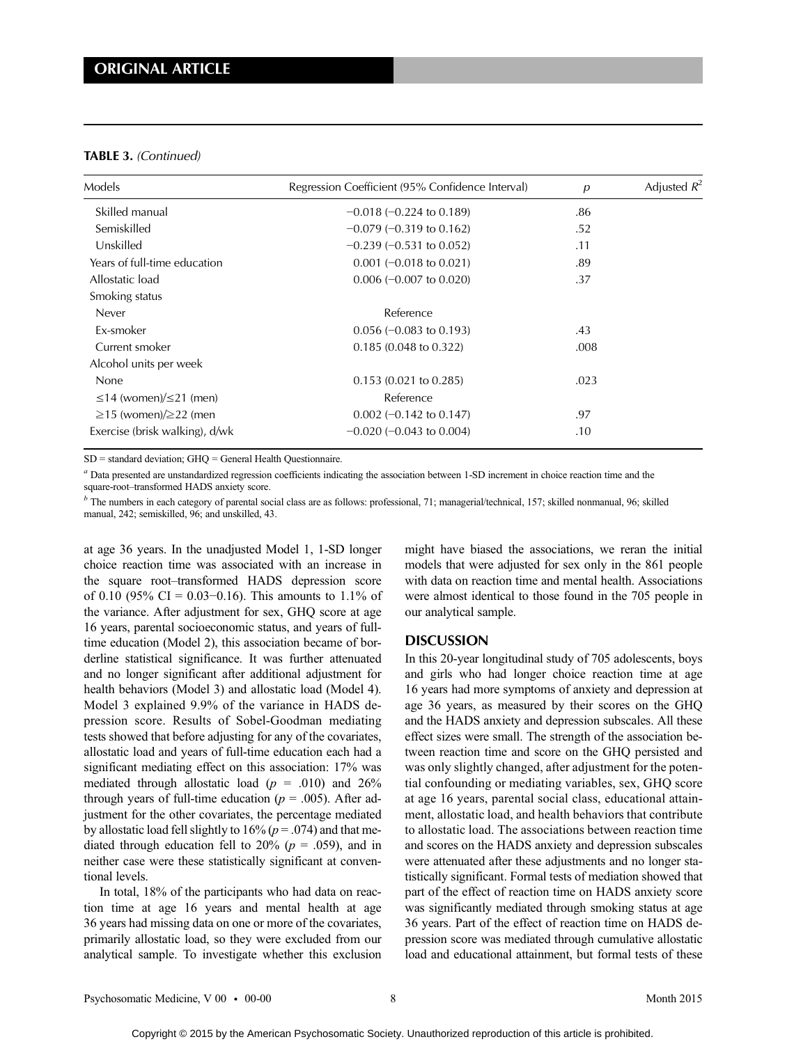**TABLE 3.** *(Continued)*

| Models | Regression Coefficient (95% Confidence Interval) | $p$ | Adjusted $R^2$ |
|---|---|---|---|
| Skilled manual | −0.018 (−0.224 to 0.189) | .86 | |
| Semiskilled | −0.079 (−0.319 to 0.162) | .52 | |
| Unskilled | −0.239 (−0.531 to 0.052) | .11 | |
| Years of full-time education | 0.001 (−0.018 to 0.021) | .89 | |
| Allostatic load | 0.006 (−0.007 to 0.020) | .37 | |
| Smoking status | | | |
| Never | Reference | | |
| Ex-smoker | 0.056 (−0.083 to 0.193) | .43 | |
| Current smoker | 0.185 (0.048 to 0.322) | .008 | |
| Alcohol units per week | | | |
| None | 0.153 (0.021 to 0.285) | .023 | |
| ≤14 (women)/≤21 (men) | Reference | | |
| ≥15 (women)/≥22 (men | 0.002 (−0.142 to 0.147) | .97 | |
| Exercise (brisk walking), d/wk | −0.020 (−0.043 to 0.004) | .10 | |

SD = standard deviation; GHQ = General Health Questionnaire.

[a] Data presented are unstandardized regression coefficients indicating the association between 1-SD increment in choice reaction time and the square-root–transformed HADS anxiety score.

[b] The numbers in each category of parental social class are as follows: professional, 71; managerial/technical, 157; skilled nonmanual, 96; skilled manual, 242; semiskilled, 96; and unskilled, 43.

at age 36 years. In the unadjusted Model 1, 1-SD longer choice reaction time was associated with an increase in the square root–transformed HADS depression score of 0.10 (95% CI = 0.03−0.16). This amounts to 1.1% of the variance. After adjustment for sex, GHQ score at age 16 years, parental socioeconomic status, and years of full-time education (Model 2), this association became of borderline statistical significance. It was further attenuated and no longer significant after additional adjustment for health behaviors (Model 3) and allostatic load (Model 4). Model 3 explained 9.9% of the variance in HADS depression score. Results of Sobel-Goodman mediating tests showed that before adjusting for any of the covariates, allostatic load and years of full-time education each had a significant mediating effect on this association: 17% was mediated through allostatic load ($p$ = .010) and 26% through years of full-time education ($p$ = .005). After adjustment for the other covariates, the percentage mediated by allostatic load fell slightly to 16% ($p$ = .074) and that mediated through education fell to 20% ($p$ = .059), and in neither case were these statistically significant at conventional levels.

In total, 18% of the participants who had data on reaction time at age 16 years and mental health at age 36 years had missing data on one or more of the covariates, primarily allostatic load, so they were excluded from our analytical sample. To investigate whether this exclusion might have biased the associations, we reran the initial models that were adjusted for sex only in the 861 people with data on reaction time and mental health. Associations were almost identical to those found in the 705 people in our analytical sample.

## DISCUSSION

In this 20-year longitudinal study of 705 adolescents, boys and girls who had longer choice reaction time at age 16 years had more symptoms of anxiety and depression at age 36 years, as measured by their scores on the GHQ and the HADS anxiety and depression subscales. All these effect sizes were small. The strength of the association between reaction time and score on the GHQ persisted and was only slightly changed, after adjustment for the potential confounding or mediating variables, sex, GHQ score at age 16 years, parental social class, educational attainment, allostatic load, and health behaviors that contribute to allostatic load. The associations between reaction time and scores on the HADS anxiety and depression subscales were attenuated after these adjustments and no longer statistically significant. Formal tests of mediation showed that part of the effect of reaction time on HADS anxiety score was significantly mediated through smoking status at age 36 years. Part of the effect of reaction time on HADS depression score was mediated through cumulative allostatic load and educational attainment, but formal tests of these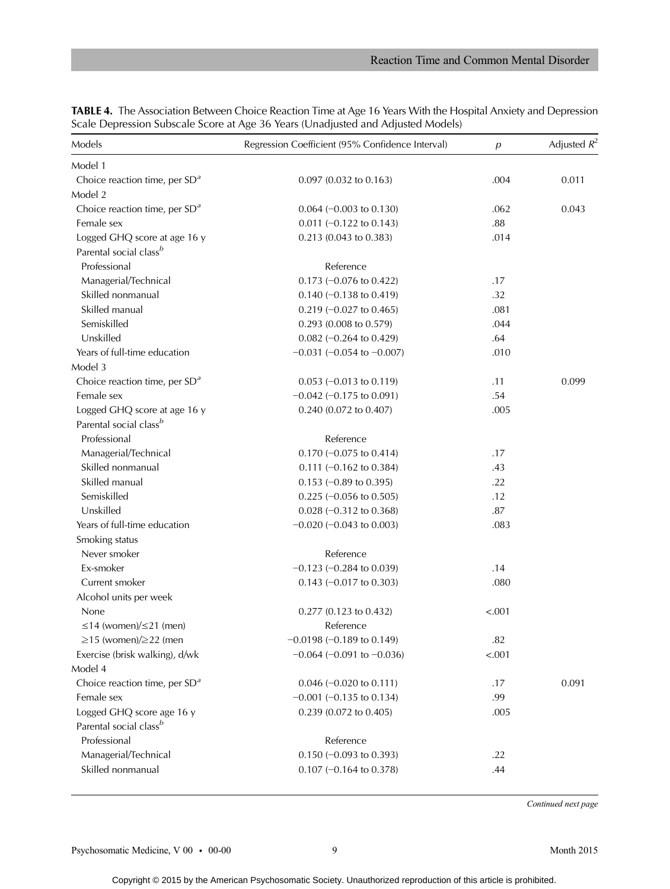**TABLE 4.** The Association Between Choice Reaction Time at Age 16 Years With the Hospital Anxiety and Depression Scale Depression Subscale Score at Age 36 Years (Unadjusted and Adjusted Models)

| Models | Regression Coefficient (95% Confidence Interval) | $p$ | Adjusted $R^2$ |
|---|---|---|---|
| Model 1 | | | |
| Choice reaction time, per SD[a] | 0.097 (0.032 to 0.163) | .004 | 0.011 |
| Model 2 | | | |
| Choice reaction time, per SD[a] | 0.064 (−0.003 to 0.130) | .062 | 0.043 |
| Female sex | 0.011 (−0.122 to 0.143) | .88 | |
| Logged GHQ score at age 16 y | 0.213 (0.043 to 0.383) | .014 | |
| Parental social class[b] | | | |
| Professional | Reference | | |
| Managerial/Technical | 0.173 (−0.076 to 0.422) | .17 | |
| Skilled nonmanual | 0.140 (−0.138 to 0.419) | .32 | |
| Skilled manual | 0.219 (−0.027 to 0.465) | .081 | |
| Semiskilled | 0.293 (0.008 to 0.579) | .044 | |
| Unskilled | 0.082 (−0.264 to 0.429) | .64 | |
| Years of full-time education | −0.031 (−0.054 to −0.007) | .010 | |
| Model 3 | | | |
| Choice reaction time, per SD[a] | 0.053 (−0.013 to 0.119) | .11 | 0.099 |
| Female sex | −0.042 (−0.175 to 0.091) | .54 | |
| Logged GHQ score at age 16 y | 0.240 (0.072 to 0.407) | .005 | |
| Parental social class[b] | | | |
| Professional | Reference | | |
| Managerial/Technical | 0.170 (−0.075 to 0.414) | .17 | |
| Skilled nonmanual | 0.111 (−0.162 to 0.384) | .43 | |
| Skilled manual | 0.153 (−0.89 to 0.395) | .22 | |
| Semiskilled | 0.225 (−0.056 to 0.505) | .12 | |
| Unskilled | 0.028 (−0.312 to 0.368) | .87 | |
| Years of full-time education | −0.020 (−0.043 to 0.003) | .083 | |
| Smoking status | | | |
| Never smoker | Reference | | |
| Ex-smoker | −0.123 (−0.284 to 0.039) | .14 | |
| Current smoker | 0.143 (−0.017 to 0.303) | .080 | |
| Alcohol units per week | | | |
| None | 0.277 (0.123 to 0.432) | <.001 | |
| ≤14 (women)/≤21 (men) | Reference | | |
| ≥15 (women)/≥22 (men | −0.0198 (−0.189 to 0.149) | .82 | |
| Exercise (brisk walking), d/wk | −0.064 (−0.091 to −0.036) | <.001 | |
| Model 4 | | | |
| Choice reaction time, per SD[a] | 0.046 (−0.020 to 0.111) | .17 | 0.091 |
| Female sex | −0.001 (−0.135 to 0.134) | .99 | |
| Logged GHQ score age 16 y | 0.239 (0.072 to 0.405) | .005 | |
| Parental social class[b] | | | |
| Professional | Reference | | |
| Managerial/Technical | 0.150 (−0.093 to 0.393) | .22 | |
| Skilled nonmanual | 0.107 (−0.164 to 0.378) | .44 | |

*Continued next page*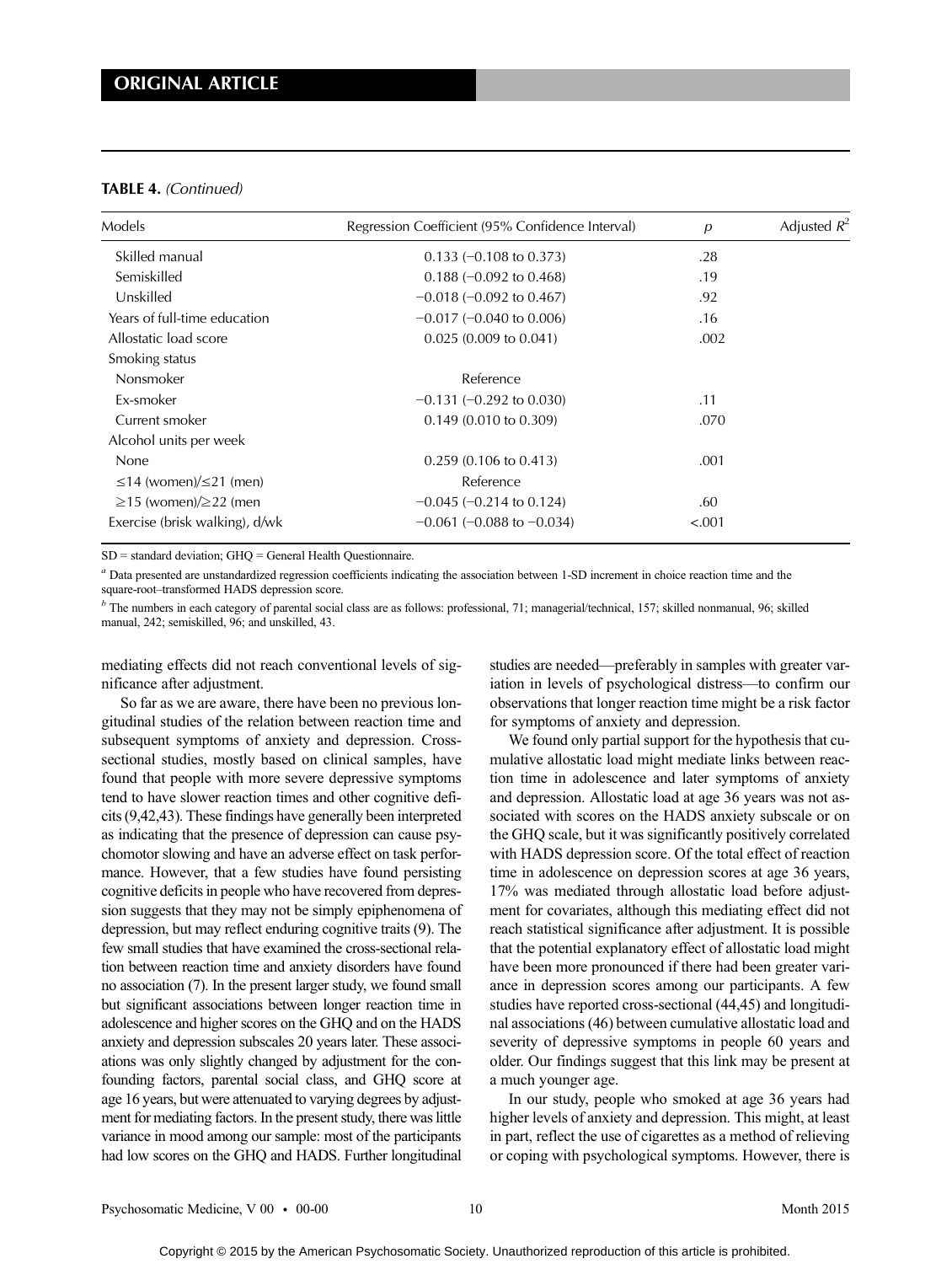**TABLE 4.** *(Continued)*

| Models | Regression Coefficient (95% Confidence Interval) | $p$ | Adjusted $R^2$ |
|---|---|---|---|
| Skilled manual | 0.133 (−0.108 to 0.373) | .28 | |
| Semiskilled | 0.188 (−0.092 to 0.468) | .19 | |
| Unskilled | −0.018 (−0.092 to 0.467) | .92 | |
| Years of full-time education | −0.017 (−0.040 to 0.006) | .16 | |
| Allostatic load score | 0.025 (0.009 to 0.041) | .002 | |
| Smoking status | | | |
| Nonsmoker | Reference | | |
| Ex-smoker | −0.131 (−0.292 to 0.030) | .11 | |
| Current smoker | 0.149 (0.010 to 0.309) | .070 | |
| Alcohol units per week | | | |
| None | 0.259 (0.106 to 0.413) | .001 | |
| ≤14 (women)/≤21 (men) | Reference | | |
| ≥15 (women)/≥22 (men | −0.045 (−0.214 to 0.124) | .60 | |
| Exercise (brisk walking), d/wk | −0.061 (−0.088 to −0.034) | <.001 | |

SD = standard deviation; GHQ = General Health Questionnaire.

[a] Data presented are unstandardized regression coefficients indicating the association between 1-SD increment in choice reaction time and the square-root–transformed HADS depression score.

[b] The numbers in each category of parental social class are as follows: professional, 71; managerial/technical, 157; skilled nonmanual, 96; skilled manual, 242; semiskilled, 96; and unskilled, 43.

mediating effects did not reach conventional levels of significance after adjustment.

So far as we are aware, there have been no previous longitudinal studies of the relation between reaction time and subsequent symptoms of anxiety and depression. Cross-sectional studies, mostly based on clinical samples, have found that people with more severe depressive symptoms tend to have slower reaction times and other cognitive deficits (9,42,43). These findings have generally been interpreted as indicating that the presence of depression can cause psychomotor slowing and have an adverse effect on task performance. However, that a few studies have found persisting cognitive deficits in people who have recovered from depression suggests that they may not be simply epiphenomena of depression, but may reflect enduring cognitive traits (9). The few small studies that have examined the cross-sectional relation between reaction time and anxiety disorders have found no association (7). In the present larger study, we found small but significant associations between longer reaction time in adolescence and higher scores on the GHQ and on the HADS anxiety and depression subscales 20 years later. These associations was only slightly changed by adjustment for the confounding factors, parental social class, and GHQ score at age 16 years, but were attenuated to varying degrees by adjustment for mediating factors. In the present study, there was little variance in mood among our sample: most of the participants had low scores on the GHQ and HADS. Further longitudinal studies are needed—preferably in samples with greater variation in levels of psychological distress—to confirm our observations that longer reaction time might be a risk factor for symptoms of anxiety and depression.

We found only partial support for the hypothesis that cumulative allostatic load might mediate links between reaction time in adolescence and later symptoms of anxiety and depression. Allostatic load at age 36 years was not associated with scores on the HADS anxiety subscale or on the GHQ scale, but it was significantly positively correlated with HADS depression score. Of the total effect of reaction time in adolescence on depression scores at age 36 years, 17% was mediated through allostatic load before adjustment for covariates, although this mediating effect did not reach statistical significance after adjustment. It is possible that the potential explanatory effect of allostatic load might have been more pronounced if there had been greater variance in depression scores among our participants. A few studies have reported cross-sectional (44,45) and longitudinal associations (46) between cumulative allostatic load and severity of depressive symptoms in people 60 years and older. Our findings suggest that this link may be present at a much younger age.

In our study, people who smoked at age 36 years had higher levels of anxiety and depression. This might, at least in part, reflect the use of cigarettes as a method of relieving or coping with psychological symptoms. However, there is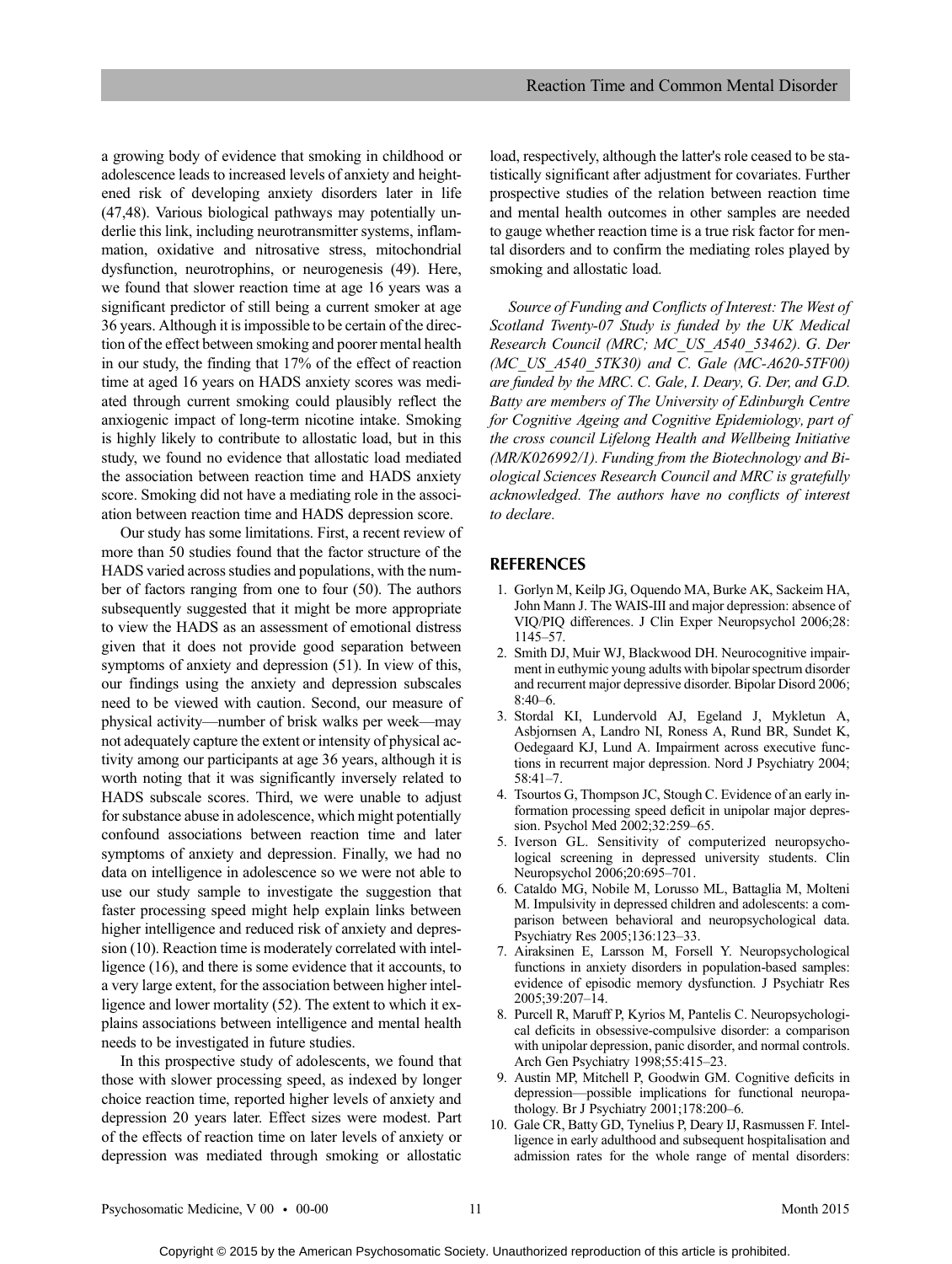a growing body of evidence that smoking in childhood or adolescence leads to increased levels of anxiety and heightened risk of developing anxiety disorders later in life (47,48). Various biological pathways may potentially underlie this link, including neurotransmitter systems, inflammation, oxidative and nitrosative stress, mitochondrial dysfunction, neurotrophins, or neurogenesis (49). Here, we found that slower reaction time at age 16 years was a significant predictor of still being a current smoker at age 36 years. Although it is impossible to be certain of the direction of the effect between smoking and poorer mental health in our study, the finding that 17% of the effect of reaction time at aged 16 years on HADS anxiety scores was mediated through current smoking could plausibly reflect the anxiogenic impact of long-term nicotine intake. Smoking is highly likely to contribute to allostatic load, but in this study, we found no evidence that allostatic load mediated the association between reaction time and HADS anxiety score. Smoking did not have a mediating role in the association between reaction time and HADS depression score.

Our study has some limitations. First, a recent review of more than 50 studies found that the factor structure of the HADS varied across studies and populations, with the number of factors ranging from one to four (50). The authors subsequently suggested that it might be more appropriate to view the HADS as an assessment of emotional distress given that it does not provide good separation between symptoms of anxiety and depression (51). In view of this, our findings using the anxiety and depression subscales need to be viewed with caution. Second, our measure of physical activity—number of brisk walks per week—may not adequately capture the extent or intensity of physical activity among our participants at age 36 years, although it is worth noting that it was significantly inversely related to HADS subscale scores. Third, we were unable to adjust for substance abuse in adolescence, which might potentially confound associations between reaction time and later symptoms of anxiety and depression. Finally, we had no data on intelligence in adolescence so we were not able to use our study sample to investigate the suggestion that faster processing speed might help explain links between higher intelligence and reduced risk of anxiety and depression (10). Reaction time is moderately correlated with intelligence (16), and there is some evidence that it accounts, to a very large extent, for the association between higher intelligence and lower mortality (52). The extent to which it explains associations between intelligence and mental health needs to be investigated in future studies.

In this prospective study of adolescents, we found that those with slower processing speed, as indexed by longer choice reaction time, reported higher levels of anxiety and depression 20 years later. Effect sizes were modest. Part of the effects of reaction time on later levels of anxiety or depression was mediated through smoking or allostatic load, respectively, although the latter's role ceased to be statistically significant after adjustment for covariates. Further prospective studies of the relation between reaction time and mental health outcomes in other samples are needed to gauge whether reaction time is a true risk factor for mental disorders and to confirm the mediating roles played by smoking and allostatic load.

*Source of Funding and Conflicts of Interest: The West of Scotland Twenty-07 Study is funded by the UK Medical Research Council (MRC; MC_US_A540_53462). G. Der (MC_US_A540_5TK30) and C. Gale (MC-A620-5TF00) are funded by the MRC. C. Gale, I. Deary, G. Der, and G.D. Batty are members of The University of Edinburgh Centre for Cognitive Ageing and Cognitive Epidemiology, part of the cross council Lifelong Health and Wellbeing Initiative (MR/K026992/1). Funding from the Biotechnology and Biological Sciences Research Council and MRC is gratefully acknowledged. The authors have no conflicts of interest to declare.*

## REFERENCES

1. Gorlyn M, Keilp JG, Oquendo MA, Burke AK, Sackeim HA, John Mann J. The WAIS-III and major depression: absence of VIQ/PIQ differences. J Clin Exper Neuropsychol 2006;28: 1145–57.
2. Smith DJ, Muir WJ, Blackwood DH. Neurocognitive impairment in euthymic young adults with bipolar spectrum disorder and recurrent major depressive disorder. Bipolar Disord 2006; 8:40–6.
3. Stordal KI, Lundervold AJ, Egeland J, Mykletun A, Asbjornsen A, Landro NI, Roness A, Rund BR, Sundet K, Oedegaard KJ, Lund A. Impairment across executive functions in recurrent major depression. Nord J Psychiatry 2004; 58:41–7.
4. Tsourtos G, Thompson JC, Stough C. Evidence of an early information processing speed deficit in unipolar major depression. Psychol Med 2002;32:259–65.
5. Iverson GL. Sensitivity of computerized neuropsychological screening in depressed university students. Clin Neuropsychol 2006;20:695–701.
6. Cataldo MG, Nobile M, Lorusso ML, Battaglia M, Molteni M. Impulsivity in depressed children and adolescents: a comparison between behavioral and neuropsychological data. Psychiatry Res 2005;136:123–33.
7. Airaksinen E, Larsson M, Forsell Y. Neuropsychological functions in anxiety disorders in population-based samples: evidence of episodic memory dysfunction. J Psychiatr Res 2005;39:207–14.
8. Purcell R, Maruff P, Kyrios M, Pantelis C. Neuropsychological deficits in obsessive-compulsive disorder: a comparison with unipolar depression, panic disorder, and normal controls. Arch Gen Psychiatry 1998;55:415–23.
9. Austin MP, Mitchell P, Goodwin GM. Cognitive deficits in depression—possible implications for functional neuropathology. Br J Psychiatry 2001;178:200–6.
10. Gale CR, Batty GD, Tynelius P, Deary IJ, Rasmussen F. Intelligence in early adulthood and subsequent hospitalisation and admission rates for the whole range of mental disorders: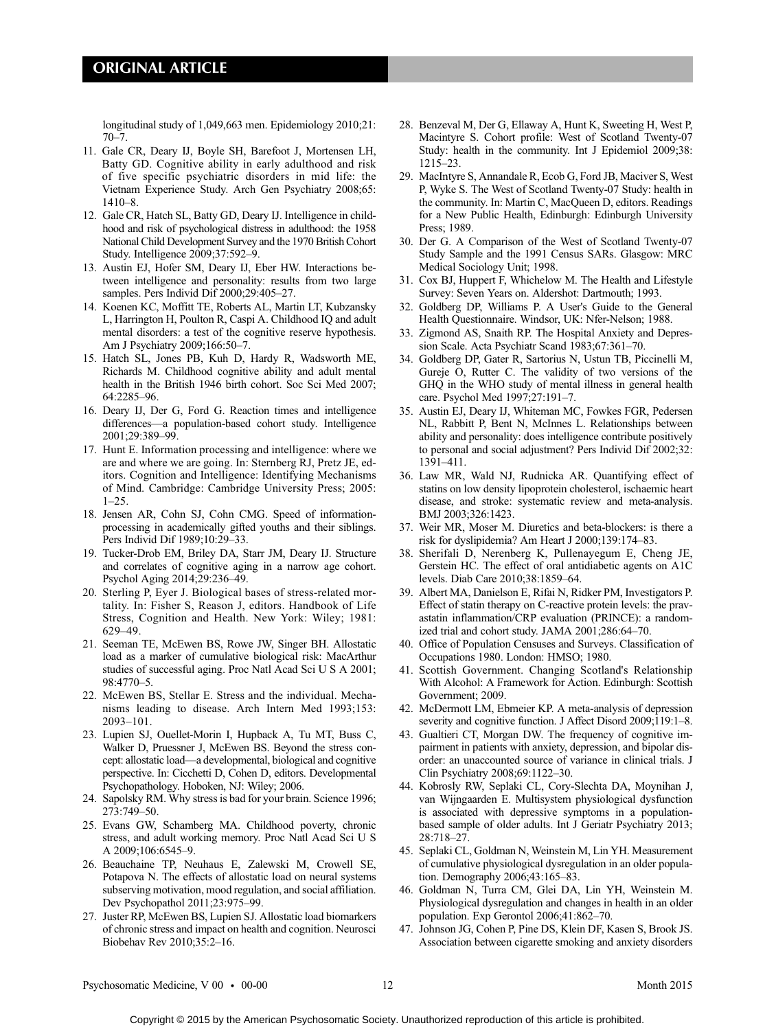longitudinal study of 1,049,663 men. Epidemiology 2010;21: 70–7.

11. Gale CR, Deary IJ, Boyle SH, Barefoot J, Mortensen LH, Batty GD. Cognitive ability in early adulthood and risk of five specific psychiatric disorders in mid life: the Vietnam Experience Study. Arch Gen Psychiatry 2008;65: 1410–8.
12. Gale CR, Hatch SL, Batty GD, Deary IJ. Intelligence in childhood and risk of psychological distress in adulthood: the 1958 National Child Development Survey and the 1970 British Cohort Study. Intelligence 2009;37:592–9.
13. Austin EJ, Hofer SM, Deary IJ, Eber HW. Interactions between intelligence and personality: results from two large samples. Pers Individ Dif 2000;29:405–27.
14. Koenen KC, Moffitt TE, Roberts AL, Martin LT, Kubzansky L, Harrington H, Poulton R, Caspi A. Childhood IQ and adult mental disorders: a test of the cognitive reserve hypothesis. Am J Psychiatry 2009;166:50–7.
15. Hatch SL, Jones PB, Kuh D, Hardy R, Wadsworth ME, Richards M. Childhood cognitive ability and adult mental health in the British 1946 birth cohort. Soc Sci Med 2007; 64:2285–96.
16. Deary IJ, Der G, Ford G. Reaction times and intelligence differences—a population-based cohort study. Intelligence 2001;29:389–99.
17. Hunt E. Information processing and intelligence: where we are and where we are going. In: Sternberg RJ, Pretz JE, editors. Cognition and Intelligence: Identifying Mechanisms of Mind. Cambridge: Cambridge University Press; 2005: 1–25.
18. Jensen AR, Cohn SJ, Cohn CMG. Speed of information-processing in academically gifted youths and their siblings. Pers Individ Dif 1989;10:29–33.
19. Tucker-Drob EM, Briley DA, Starr JM, Deary IJ. Structure and correlates of cognitive aging in a narrow age cohort. Psychol Aging 2014;29:236–49.
20. Sterling P, Eyer J. Biological bases of stress-related mortality. In: Fisher S, Reason J, editors. Handbook of Life Stress, Cognition and Health. New York: Wiley; 1981: 629–49.
21. Seeman TE, McEwen BS, Rowe JW, Singer BH. Allostatic load as a marker of cumulative biological risk: MacArthur studies of successful aging. Proc Natl Acad Sci U S A 2001; 98:4770–5.
22. McEwen BS, Stellar E. Stress and the individual. Mechanisms leading to disease. Arch Intern Med 1993;153: 2093–101.
23. Lupien SJ, Ouellet-Morin I, Hupback A, Tu MT, Buss C, Walker D, Pruessner J, McEwen BS. Beyond the stress concept: allostatic load—a developmental, biological and cognitive perspective. In: Cicchetti D, Cohen D, editors. Developmental Psychopathology. Hoboken, NJ: Wiley; 2006.
24. Sapolsky RM. Why stress is bad for your brain. Science 1996; 273:749–50.
25. Evans GW, Schamberg MA. Childhood poverty, chronic stress, and adult working memory. Proc Natl Acad Sci U S A 2009;106:6545–9.
26. Beauchaine TP, Neuhaus E, Zalewski M, Crowell SE, Potapova N. The effects of allostatic load on neural systems subserving motivation, mood regulation, and social affiliation. Dev Psychopathol 2011;23:975–99.
27. Juster RP, McEwen BS, Lupien SJ. Allostatic load biomarkers of chronic stress and impact on health and cognition. Neurosci Biobehav Rev 2010;35:2–16.
28. Benzeval M, Der G, Ellaway A, Hunt K, Sweeting H, West P, Macintyre S. Cohort profile: West of Scotland Twenty-07 Study: health in the community. Int J Epidemiol 2009;38: 1215–23.
29. MacIntyre S, Annandale R, Ecob G, Ford JB, Maciver S, West P, Wyke S. The West of Scotland Twenty-07 Study: health in the community. In: Martin C, MacQueen D, editors. Readings for a New Public Health, Edinburgh: Edinburgh University Press; 1989.
30. Der G. A Comparison of the West of Scotland Twenty-07 Study Sample and the 1991 Census SARs. Glasgow: MRC Medical Sociology Unit; 1998.
31. Cox BJ, Huppert F, Whichelow M. The Health and Lifestyle Survey: Seven Years on. Aldershot: Dartmouth; 1993.
32. Goldberg DP, Williams P. A User's Guide to the General Health Questionnaire. Windsor, UK: Nfer-Nelson; 1988.
33. Zigmond AS, Snaith RP. The Hospital Anxiety and Depression Scale. Acta Psychiatr Scand 1983;67:361–70.
34. Goldberg DP, Gater R, Sartorius N, Ustun TB, Piccinelli M, Gureje O, Rutter C. The validity of two versions of the GHQ in the WHO study of mental illness in general health care. Psychol Med 1997;27:191–7.
35. Austin EJ, Deary IJ, Whiteman MC, Fowkes FGR, Pedersen NL, Rabbitt P, Bent N, McInnes L. Relationships between ability and personality: does intelligence contribute positively to personal and social adjustment? Pers Individ Dif 2002;32: 1391–411.
36. Law MR, Wald NJ, Rudnicka AR. Quantifying effect of statins on low density lipoprotein cholesterol, ischaemic heart disease, and stroke: systematic review and meta-analysis. BMJ 2003;326:1423.
37. Weir MR, Moser M. Diuretics and beta-blockers: is there a risk for dyslipidemia? Am Heart J 2000;139:174–83.
38. Sherifali D, Nerenberg K, Pullenayegum E, Cheng JE, Gerstein HC. The effect of oral antidiabetic agents on A1C levels. Diab Care 2010;38:1859–64.
39. Albert MA, Danielson E, Rifai N, Ridker PM, Investigators P. Effect of statin therapy on C-reactive protein levels: the pravastatin inflammation/CRP evaluation (PRINCE): a randomized trial and cohort study. JAMA 2001;286:64–70.
40. Office of Population Censuses and Surveys. Classification of Occupations 1980. London: HMSO; 1980.
41. Scottish Government. Changing Scotland's Relationship With Alcohol: A Framework for Action. Edinburgh: Scottish Government; 2009.
42. McDermott LM, Ebmeier KP. A meta-analysis of depression severity and cognitive function. J Affect Disord 2009;119:1–8.
43. Gualtieri CT, Morgan DW. The frequency of cognitive impairment in patients with anxiety, depression, and bipolar disorder: an unaccounted source of variance in clinical trials. J Clin Psychiatry 2008;69:1122–30.
44. Kobrosly RW, Seplaki CL, Cory-Slechta DA, Moynihan J, van Wijngaarden E. Multisystem physiological dysfunction is associated with depressive symptoms in a population-based sample of older adults. Int J Geriatr Psychiatry 2013; 28:718–27.
45. Seplaki CL, Goldman N, Weinstein M, Lin YH. Measurement of cumulative physiological dysregulation in an older population. Demography 2006;43:165–83.
46. Goldman N, Turra CM, Glei DA, Lin YH, Weinstein M. Physiological dysregulation and changes in health in an older population. Exp Gerontol 2006;41:862–70.
47. Johnson JG, Cohen P, Pine DS, Klein DF, Kasen S, Brook JS. Association between cigarette smoking and anxiety disorders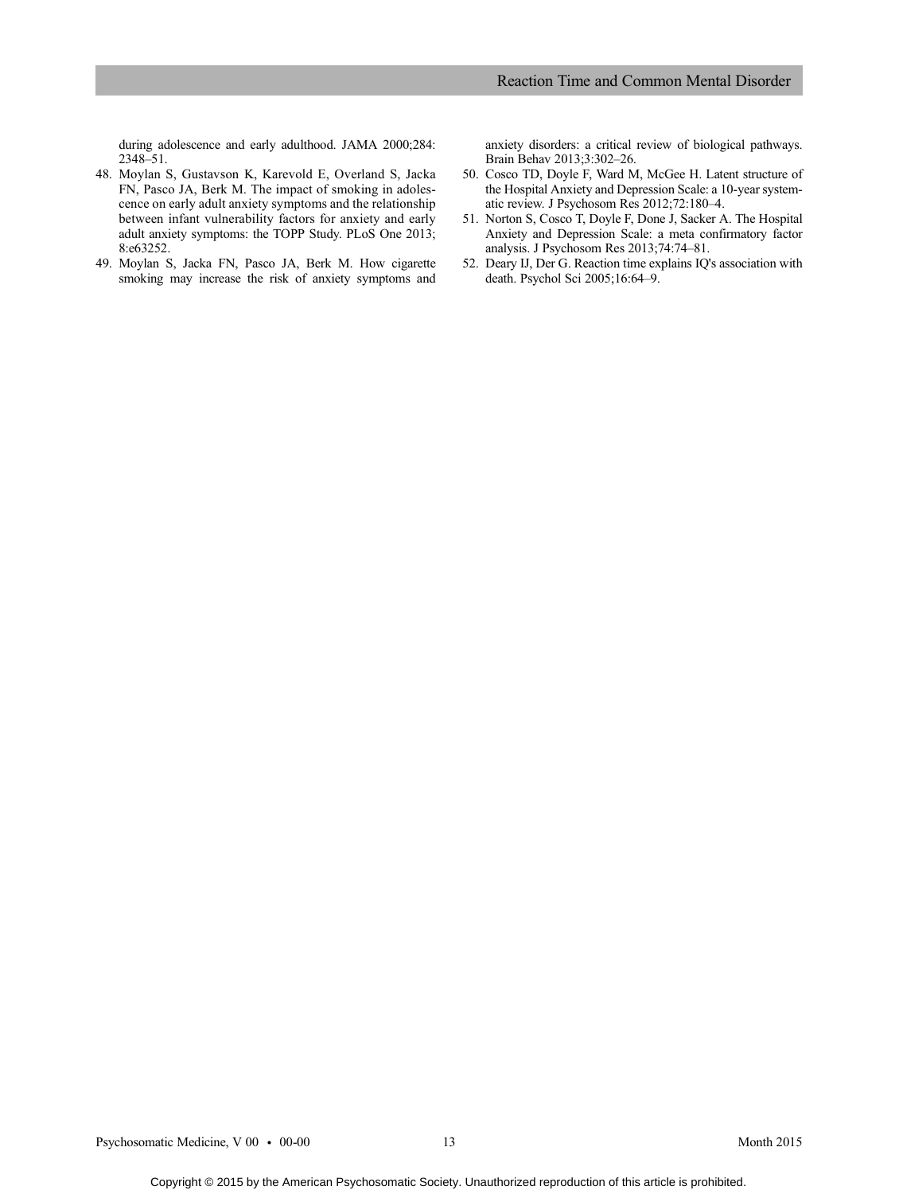during adolescence and early adulthood. JAMA 2000;284: 2348–51.

48. Moylan S, Gustavson K, Karevold E, Overland S, Jacka FN, Pasco JA, Berk M. The impact of smoking in adolescence on early adult anxiety symptoms and the relationship between infant vulnerability factors for anxiety and early adult anxiety symptoms: the TOPP Study. PLoS One 2013; 8:e63252.
49. Moylan S, Jacka FN, Pasco JA, Berk M. How cigarette smoking may increase the risk of anxiety symptoms and anxiety disorders: a critical review of biological pathways. Brain Behav 2013;3:302–26.
50. Cosco TD, Doyle F, Ward M, McGee H. Latent structure of the Hospital Anxiety and Depression Scale: a 10-year systematic review. J Psychosom Res 2012;72:180–4.
51. Norton S, Cosco T, Doyle F, Done J, Sacker A. The Hospital Anxiety and Depression Scale: a meta confirmatory factor analysis. J Psychosom Res 2013;74:74–81.
52. Deary IJ, Der G. Reaction time explains IQ's association with death. Psychol Sci 2005;16:64–9.

Copyright © 2015 by the American Psychosomatic Society. Unauthorized reproduction of this article is prohibited.